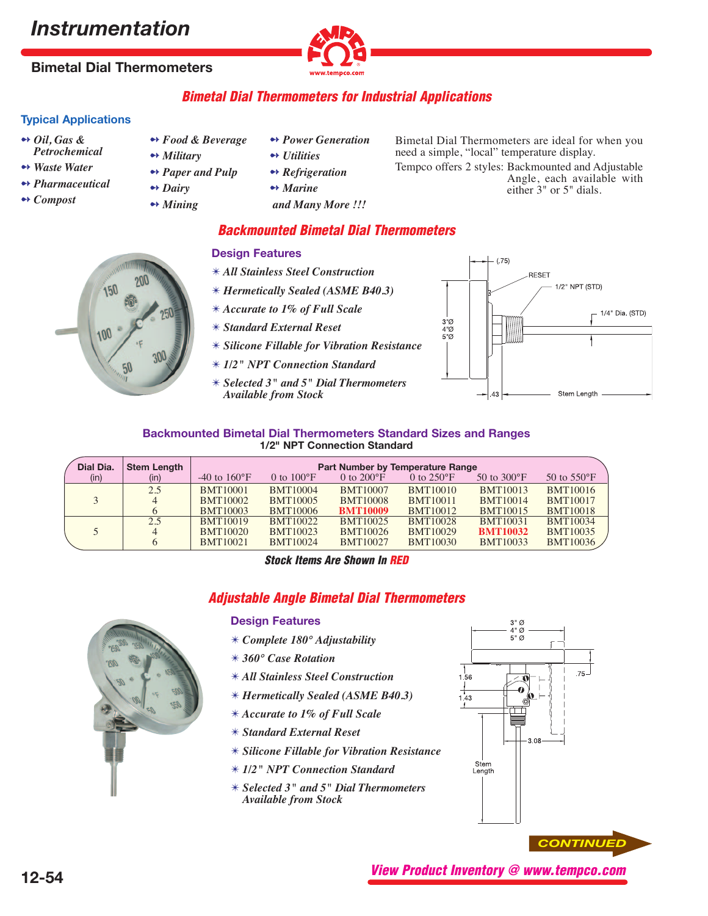# Instrumentation

## Bimetal Dial Thermometers

## Bimetal Dial Thermometers for Industrial Applications

### Typical Applications

- *Oil, Gas & Petrochemical*
- *Waste Water*
- *Pharmaceutical*
- *Compost*
- *Food & Beverage*
- *Military*
- *Paper and Pulp*
- *Dairy*
- *Mining*
- *Power Generation*
- *Utilities*
- *Refrigeration*
- *Marine*
- *and Many More !!!*

Bimetal Dial Thermometers are ideal for when you need a simple, "local" temperature display.

Tempco offers 2 styles: Backmounted and Adjustable Angle, each available with either 3" or 5" dials.

## Backmounted Bimetal Dial Thermometers

### Design Features

- *All Stainless Steel Construction*
- *Hermetically Sealed (ASME B40.3)*
- *Accurate to 1% of Full Scale*
- *Standard External Reset*
- *Silicone Fillable for Vibration Resistance*
- *1/2" NPT Connection Standard*
- *Selected 3" and 5" Dial Thermometers Available from Stock*

(.75) RESET 1/2" NPT (STD) 1/4" Dia. (STD) 3"Ø 4"Ø 5"Ø .43 Stem Length

### Backmounted Bimetal Dial Thermometers Standard Sizes and Ranges

**1/2" NPT Connection Standard**

| Dial Dia. (in) | Stem Length (in) | Part Number by Temperature Range -40 to 160°F | 0 to 100°F | 0 to 200°F | 0 to 250°F | 50 to 300°F | 50 to 550°F |
|---|---|---|---|---|---|---|---|
| 3 | 2.5 | BMT10001 | BMT10004 | BMT10007 | BMT10010 | BMT10013 | BMT10016 |
| | 4 | BMT10002 | BMT10005 | BMT10008 | BMT10011 | BMT10014 | BMT10017 |
| | 6 | BMT10003 | BMT10006 | **BMT10009** | BMT10012 | BMT10015 | BMT10018 |
| 5 | 2.5 | BMT10019 | BMT10022 | BMT10025 | BMT10028 | BMT10031 | BMT10034 |
| | 4 | BMT10020 | BMT10023 | BMT10026 | BMT10029 | **BMT10032** | BMT10035 |
| | 6 | BMT10021 | BMT10024 | BMT10027 | BMT10030 | BMT10033 | BMT10036 |

***Stock Items Are Shown In RED***

## Adjustable Angle Bimetal Dial Thermometers

### Design Features

- *Complete 180° Adjustability*
- *360° Case Rotation*
- *All Stainless Steel Construction*
- *Hermetically Sealed (ASME B40.3)*
- *Accurate to 1% of Full Scale*
- *Standard External Reset*
- *Silicone Fillable for Vibration Resistance*
- *1/2" NPT Connection Standard*
- *Selected 3" and 5" Dial Thermometers Available from Stock*

3" Ø 4" Ø 5" Ø .75 1.56 1.43 3.08 Stem Length

CONTINUED

*View Product Inventory @ www.tempco.com*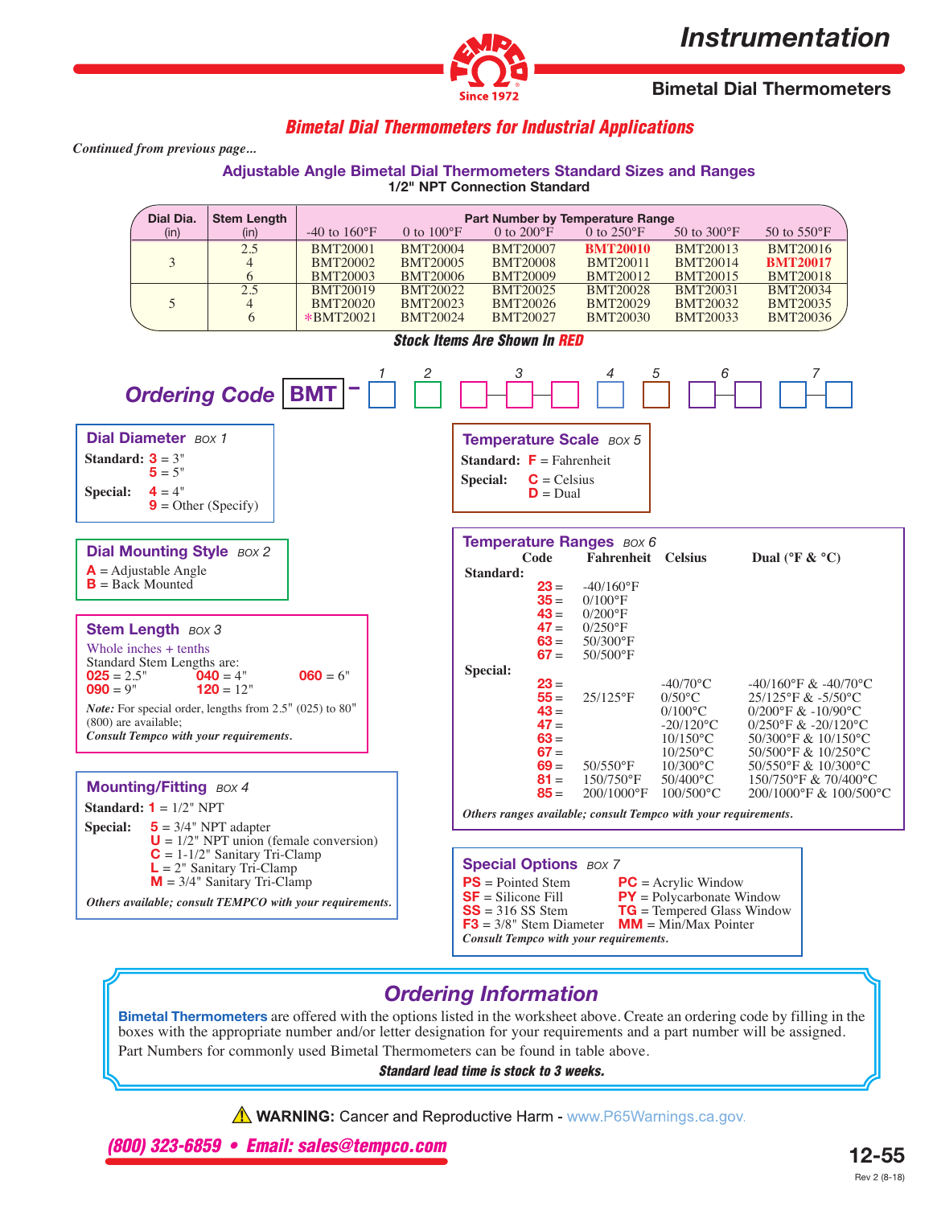# Instrumentation

## Bimetal Dial Thermometers

### Bimetal Dial Thermometers for Industrial Applications

*Continued from previous page...*

### Adjustable Angle Bimetal Dial Thermometers Standard Sizes and Ranges

**1/2" NPT Connection Standard**

| Dial Dia. (in) | Stem Length (in) | Part Number by Temperature Range | | | | | |
|---|---|---|---|---|---|---|---|
| | | -40 to 160°F | 0 to 100°F | 0 to 200°F | 0 to 250°F | 50 to 300°F | 50 to 550°F |
| 3 | 2.5 | BMT20001 | BMT20004 | BMT20007 | **BMT20010** | BMT20013 | BMT20016 |
| | 4 | BMT20002 | BMT20005 | BMT20008 | BMT20011 | BMT20014 | **BMT20017** |
| | 6 | BMT20003 | BMT20006 | BMT20009 | BMT20012 | BMT20015 | BMT20018 |
| 5 | 2.5 | BMT20019 | BMT20022 | BMT20025 | BMT20028 | BMT20031 | BMT20034 |
| | 4 | BMT20020 | BMT20023 | BMT20026 | BMT20029 | BMT20032 | BMT20035 |
| | 6 | *BMT20021 | BMT20024 | BMT20027 | BMT20030 | BMT20033 | BMT20036 |

**Stock Items Are Shown In RED**

## Ordering Code

BMT – [1] [2] [3][3][3] [4] [5] [6][6] [7][7]

### Dial Diameter *BOX 1*

**Standard:** **3** = 3"
**5** = 5"

**Special:** **4** = 4"
**9** = Other (Specify)

### Dial Mounting Style *BOX 2*

**A** = Adjustable Angle
**B** = Back Mounted

### Stem Length *BOX 3*

Whole inches + tenths

Standard Stem Lengths are:

**025** = 2.5" **040** = 4" **060** = 6"
**090** = 9" **120** = 12"

***Note:*** For special order, lengths from 2.5" (025) to 80" (800) are available;
***Consult Tempco with your requirements.***

### Mounting/Fitting *BOX 4*

**Standard:** **1** = 1/2" NPT

**Special:**
**5** = 3/4" NPT adapter
**U** = 1/2" NPT union (female conversion)
**C** = 1-1/2" Sanitary Tri-Clamp
**L** = 2" Sanitary Tri-Clamp
**M** = 3/4" Sanitary Tri-Clamp

***Others available; consult TEMPCO with your requirements.***

### Temperature Scale *BOX 5*

**Standard:** **F** = Fahrenheit

**Special:**
**C** = Celsius
**D** = Dual

### Temperature Ranges *BOX 6*

| | Code | Fahrenheit | Celsius | Dual (°F & °C) |
|---|---|---|---|---|
| **Standard:** | **23** = | -40/160°F | | |
| | **35** = | 0/100°F | | |
| | **43** = | 0/200°F | | |
| | **47** = | 0/250°F | | |
| | **63** = | 50/300°F | | |
| | **67** = | 50/500°F | | |
| **Special:** | **23** = | | -40/70°C | -40/160°F & -40/70°C |
| | **55** = | 25/125°F | 0/50°C | 25/125°F & -5/50°C |
| | **43** = | | 0/100°C | 0/200°F & -10/90°C |
| | **47** = | | -20/120°C | 0/250°F & -20/120°C |
| | **63** = | | 10/150°C | 50/300°F & 10/150°C |
| | **67** = | | 10/250°C | 50/500°F & 10/250°C |
| | **69** = | 50/550°F | 10/300°C | 50/550°F & 10/300°C |
| | **81** = | 150/750°F | 50/400°C | 150/750°F & 70/400°C |
| | **85** = | 200/1000°F | 100/500°C | 200/1000°F & 100/500°C |

***Others ranges available; consult Tempco with your requirements.***

### Special Options *BOX 7*

**PS** = Pointed Stem
**SF** = Silicone Fill
**SS** = 316 SS Stem
**F3** = 3/8" Stem Diameter
**PC** = Acrylic Window
**PY** = Polycarbonate Window
**TG** = Tempered Glass Window
**MM** = Min/Max Pointer

***Consult Tempco with your requirements.***

## Ordering Information

**Bimetal Thermometers** are offered with the options listed in the worksheet above. Create an ordering code by filling in the boxes with the appropriate number and/or letter designation for your requirements and a part number will be assigned. Part Numbers for commonly used Bimetal Thermometers can be found in table above.

***Standard lead time is stock to 3 weeks.***

⚠ **WARNING:** Cancer and Reproductive Harm - www.P65Warnings.ca.gov.

*(800) 323-6859 • Email: sales@tempco.com*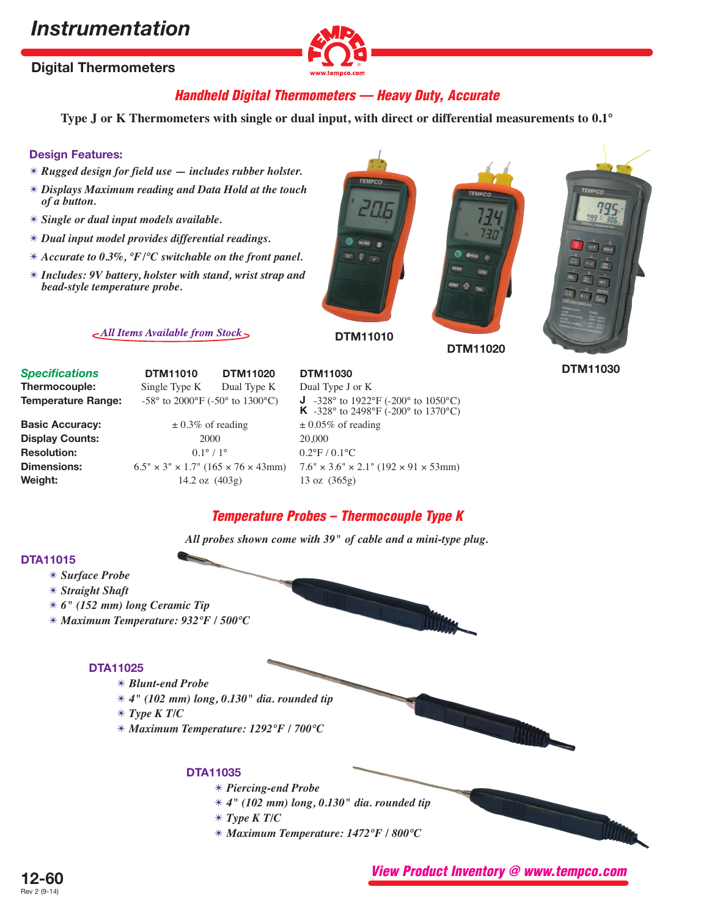# Instrumentation

## Digital Thermometers

### Handheld Digital Thermometers — Heavy Duty, Accurate

**Type J or K Thermometers with single or dual input, with direct or differential measurements to 0.1°**

**Design Features:**

- *Rugged design for field use — includes rubber holster.*
- *Displays Maximum reading and Data Hold at the touch of a button.*
- *Single or dual input models available.*
- *Dual input model provides differential readings.*
- *Accurate to 0.3%, °F/°C switchable on the front panel.*
- *Includes: 9V battery, holster with stand, wrist strap and bead-style temperature probe.*

*All Items Available from Stock*

DTM11010

DTM11020

DTM11030

| Specifications | DTM11010 | DTM11020 | DTM11030 |
|---|---|---|---|
| Thermocouple: | Single Type K | Dual Type K | Dual Type J or K |
| Temperature Range: | -58° to 2000°F (-50° to 1300°C) | | **J** -328° to 1922°F (-200° to 1050°C)<br>**K** -328° to 2498°F (-200° to 1370°C) |
| Basic Accuracy: | ± 0.3% of reading | | ± 0.05% of reading |
| Display Counts: | 2000 | | 20,000 |
| Resolution: | 0.1° / 1° | | 0.2°F / 0.1°C |
| Dimensions: | 6.5" × 3" × 1.7" (165 × 76 × 43mm) | | 7.6" × 3.6" × 2.1" (192 × 91 × 53mm) |
| Weight: | 14.2 oz (403g) | | 13 oz (365g) |

### Temperature Probes – Thermocouple Type K

*All probes shown come with 39" of cable and a mini-type plug.*

**DTA11015**

- *Surface Probe*
- *Straight Shaft*
- *6" (152 mm) long Ceramic Tip*
- *Maximum Temperature: 932°F / 500°C*

**DTA11025**

- *Blunt-end Probe*
- *4" (102 mm) long, 0.130" dia. rounded tip*
- *Type K T/C*
- *Maximum Temperature: 1292°F / 700°C*

**DTA11035**

- *Piercing-end Probe*
- *4" (102 mm) long, 0.130" dia. rounded tip*
- *Type K T/C*
- *Maximum Temperature: 1472°F / 800°C*

*View Product Inventory @ www.tempco.com*